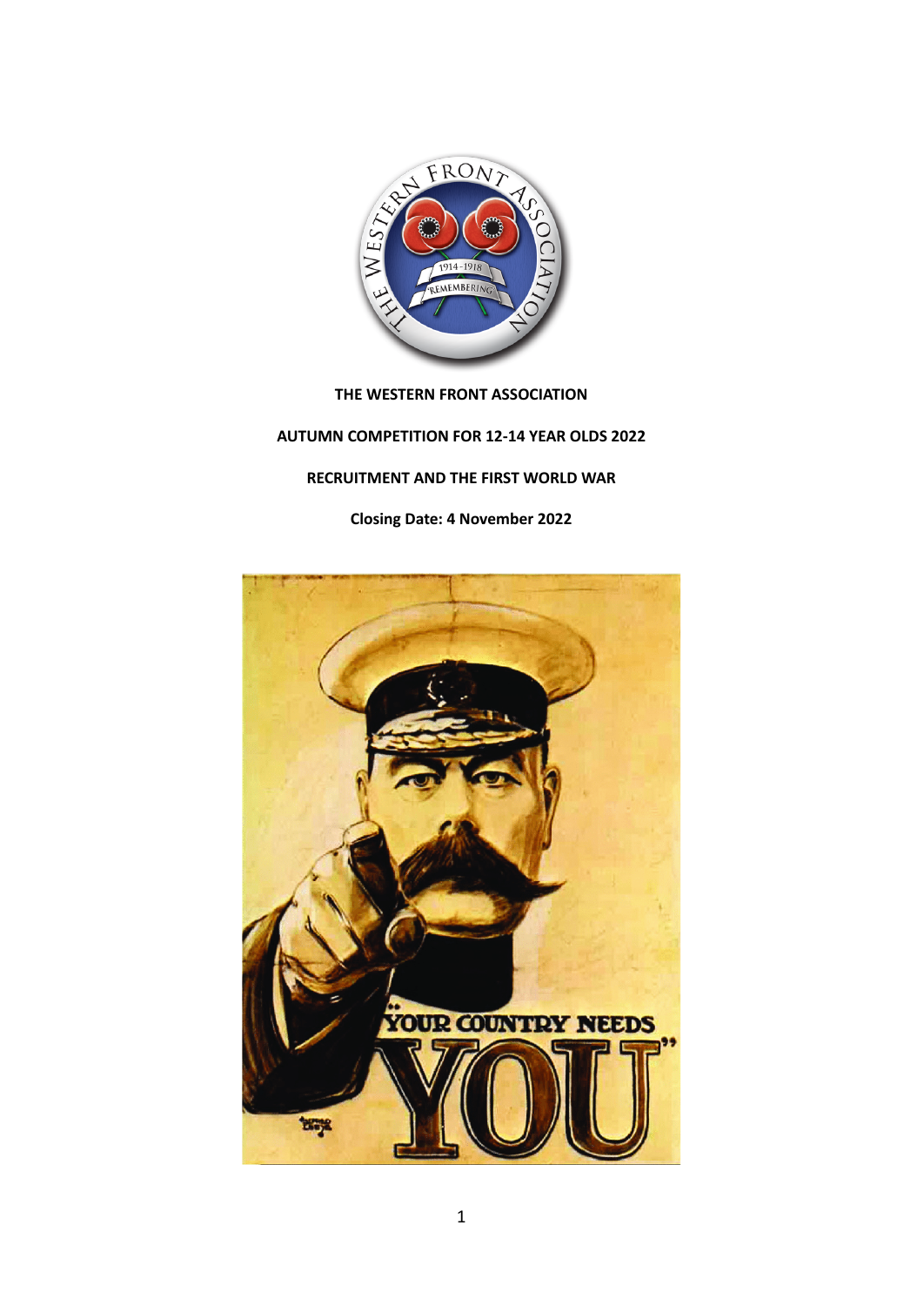**THE WESTERN FRONT ASSOCIATION**

**AUTUMN COMPETITION FOR 12-14 YEAR OLDS 2022**

**RECRUITMENT AND THE FIRST WORLD WAR**

**Closing Date: 4 November 2022**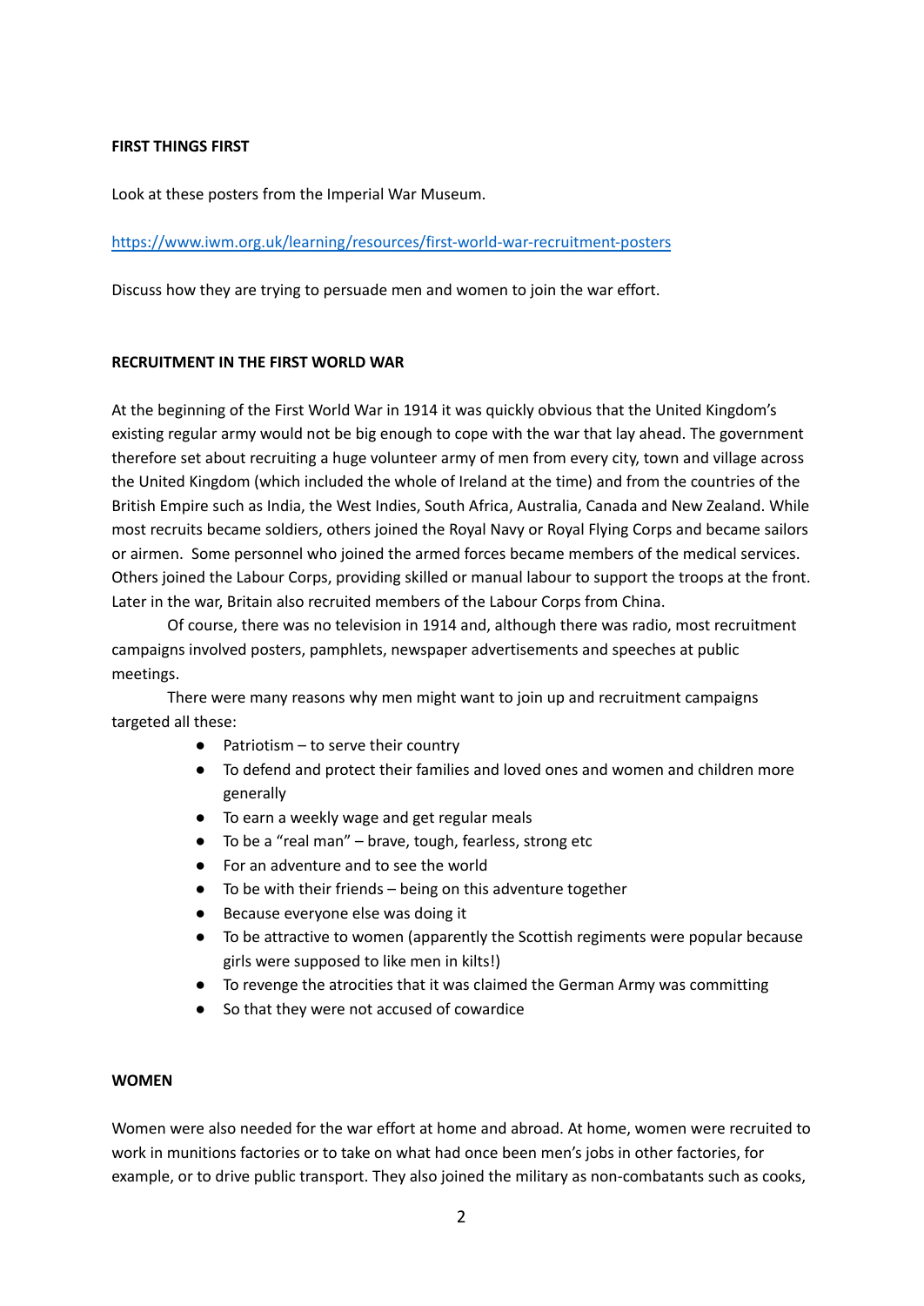**FIRST THINGS FIRST**

Look at these posters from the Imperial War Museum.

https://www.iwm.org.uk/learning/resources/first-world-war-recruitment-posters

Discuss how they are trying to persuade men and women to join the war effort.

**RECRUITMENT IN THE FIRST WORLD WAR**

At the beginning of the First World War in 1914 it was quickly obvious that the United Kingdom's existing regular army would not be big enough to cope with the war that lay ahead. The government therefore set about recruiting a huge volunteer army of men from every city, town and village across the United Kingdom (which included the whole of Ireland at the time) and from the countries of the British Empire such as India, the West Indies, South Africa, Australia, Canada and New Zealand. While most recruits became soldiers, others joined the Royal Navy or Royal Flying Corps and became sailors or airmen. Some personnel who joined the armed forces became members of the medical services. Others joined the Labour Corps, providing skilled or manual labour to support the troops at the front. Later in the war, Britain also recruited members of the Labour Corps from China.

Of course, there was no television in 1914 and, although there was radio, most recruitment campaigns involved posters, pamphlets, newspaper advertisements and speeches at public meetings.

There were many reasons why men might want to join up and recruitment campaigns targeted all these:

- Patriotism – to serve their country
- To defend and protect their families and loved ones and women and children more generally
- To earn a weekly wage and get regular meals
- To be a "real man" – brave, tough, fearless, strong etc
- For an adventure and to see the world
- To be with their friends – being on this adventure together
- Because everyone else was doing it
- To be attractive to women (apparently the Scottish regiments were popular because girls were supposed to like men in kilts!)
- To revenge the atrocities that it was claimed the German Army was committing
- So that they were not accused of cowardice

**WOMEN**

Women were also needed for the war effort at home and abroad. At home, women were recruited to work in munitions factories or to take on what had once been men's jobs in other factories, for example, or to drive public transport. They also joined the military as non-combatants such as cooks,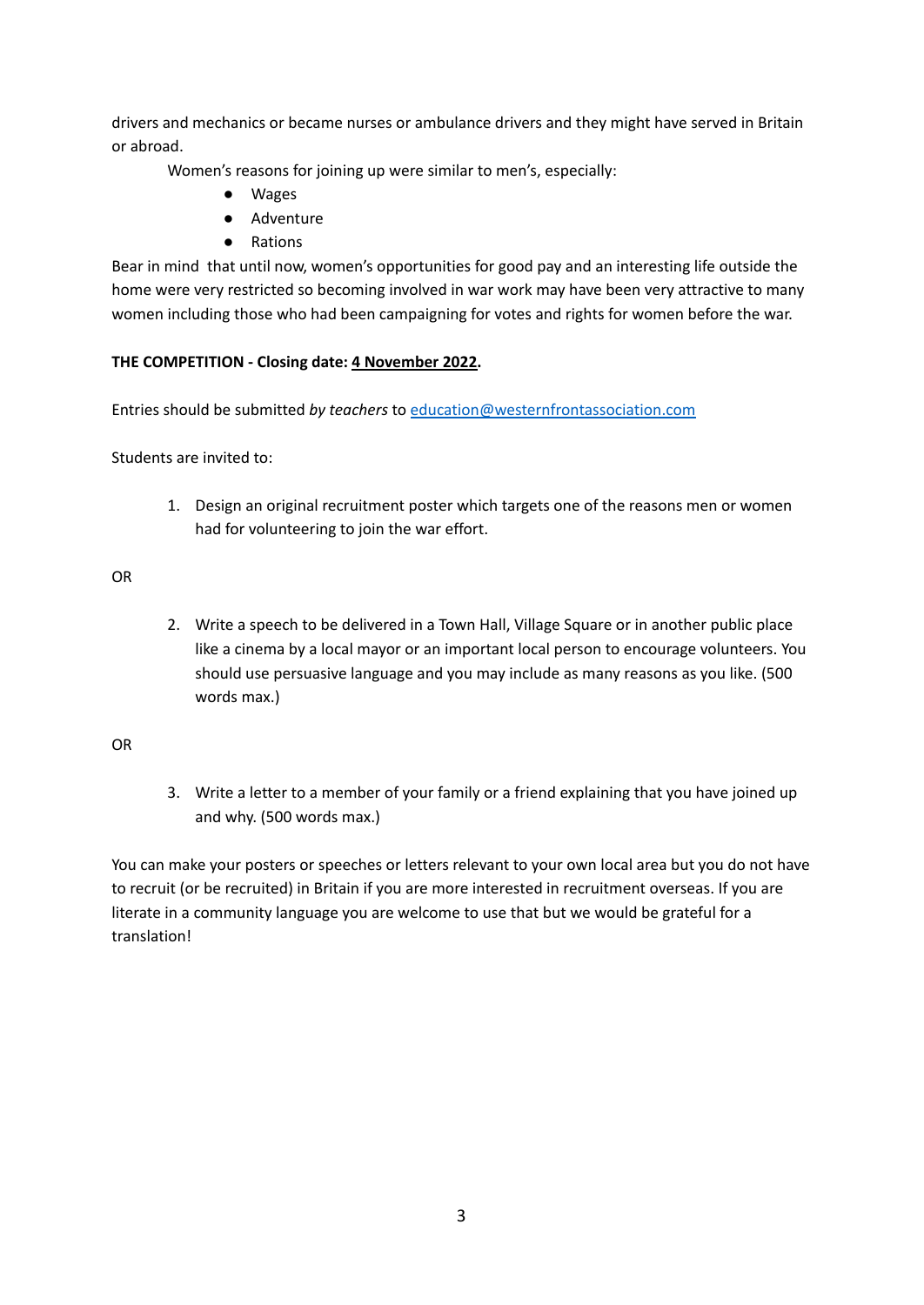drivers and mechanics or became nurses or ambulance drivers and they might have served in Britain or abroad.

Women's reasons for joining up were similar to men's, especially:

- Wages
- Adventure
- Rations

Bear in mind that until now, women's opportunities for good pay and an interesting life outside the home were very restricted so becoming involved in war work may have been very attractive to many women including those who had been campaigning for votes and rights for women before the war.

**THE COMPETITION - Closing date: 4 November 2022.**

Entries should be submitted *by teachers* to [education@westernfrontassociation.com](mailto:education@westernfrontassociation.com)

Students are invited to:

1. Design an original recruitment poster which targets one of the reasons men or women had for volunteering to join the war effort.

OR

2. Write a speech to be delivered in a Town Hall, Village Square or in another public place like a cinema by a local mayor or an important local person to encourage volunteers. You should use persuasive language and you may include as many reasons as you like. (500 words max.)

OR

3. Write a letter to a member of your family or a friend explaining that you have joined up and why. (500 words max.)

You can make your posters or speeches or letters relevant to your own local area but you do not have to recruit (or be recruited) in Britain if you are more interested in recruitment overseas. If you are literate in a community language you are welcome to use that but we would be grateful for a translation!